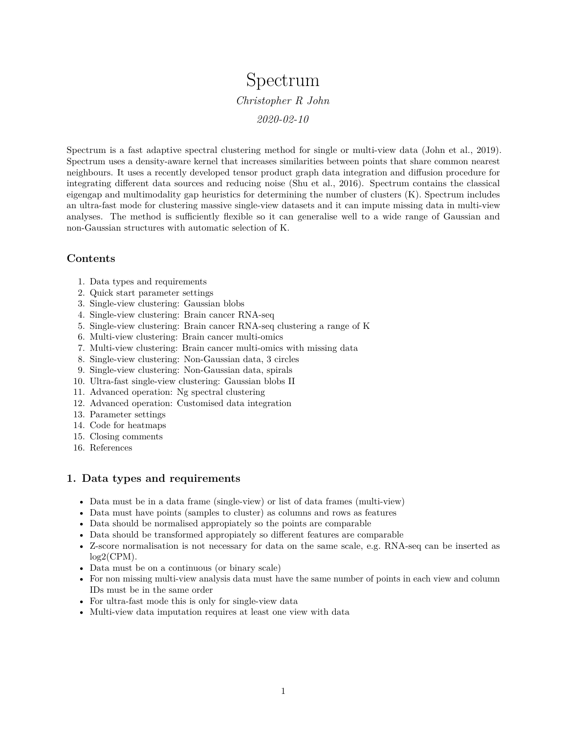# Spectrum

*Christopher R John*

*2020-02-10*

Spectrum is a fast adaptive spectral clustering method for single or multi-view data (John et al., 2019). Spectrum uses a density-aware kernel that increases similarities between points that share common nearest neighbours. It uses a recently developed tensor product graph data integration and diffusion procedure for integrating different data sources and reducing noise (Shu et al., 2016). Spectrum contains the classical eigengap and multimodality gap heuristics for determining the number of clusters (K). Spectrum includes an ultra-fast mode for clustering massive single-view datasets and it can impute missing data in multi-view analyses. The method is sufficiently flexible so it can generalise well to a wide range of Gaussian and non-Gaussian structures with automatic selection of K.

## Contents

1. Data types and requirements
2. Quick start parameter settings
3. Single-view clustering: Gaussian blobs
4. Single-view clustering: Brain cancer RNA-seq
5. Single-view clustering: Brain cancer RNA-seq clustering a range of K
6. Multi-view clustering: Brain cancer multi-omics
7. Multi-view clustering: Brain cancer multi-omics with missing data
8. Single-view clustering: Non-Gaussian data, 3 circles
9. Single-view clustering: Non-Gaussian data, spirals
10. Ultra-fast single-view clustering: Gaussian blobs II
11. Advanced operation: Ng spectral clustering
12. Advanced operation: Customised data integration
13. Parameter settings
14. Code for heatmaps
15. Closing comments
16. References

## 1. Data types and requirements

- Data must be in a data frame (single-view) or list of data frames (multi-view)
- Data must have points (samples to cluster) as columns and rows as features
- Data should be normalised appropiately so the points are comparable
- Data should be transformed appropiately so different features are comparable
- Z-score normalisation is not necessary for data on the same scale, e.g. RNA-seq can be inserted as log2(CPM).
- Data must be on a continuous (or binary scale)
- For non missing multi-view analysis data must have the same number of points in each view and column IDs must be in the same order
- For ultra-fast mode this is only for single-view data
- Multi-view data imputation requires at least one view with data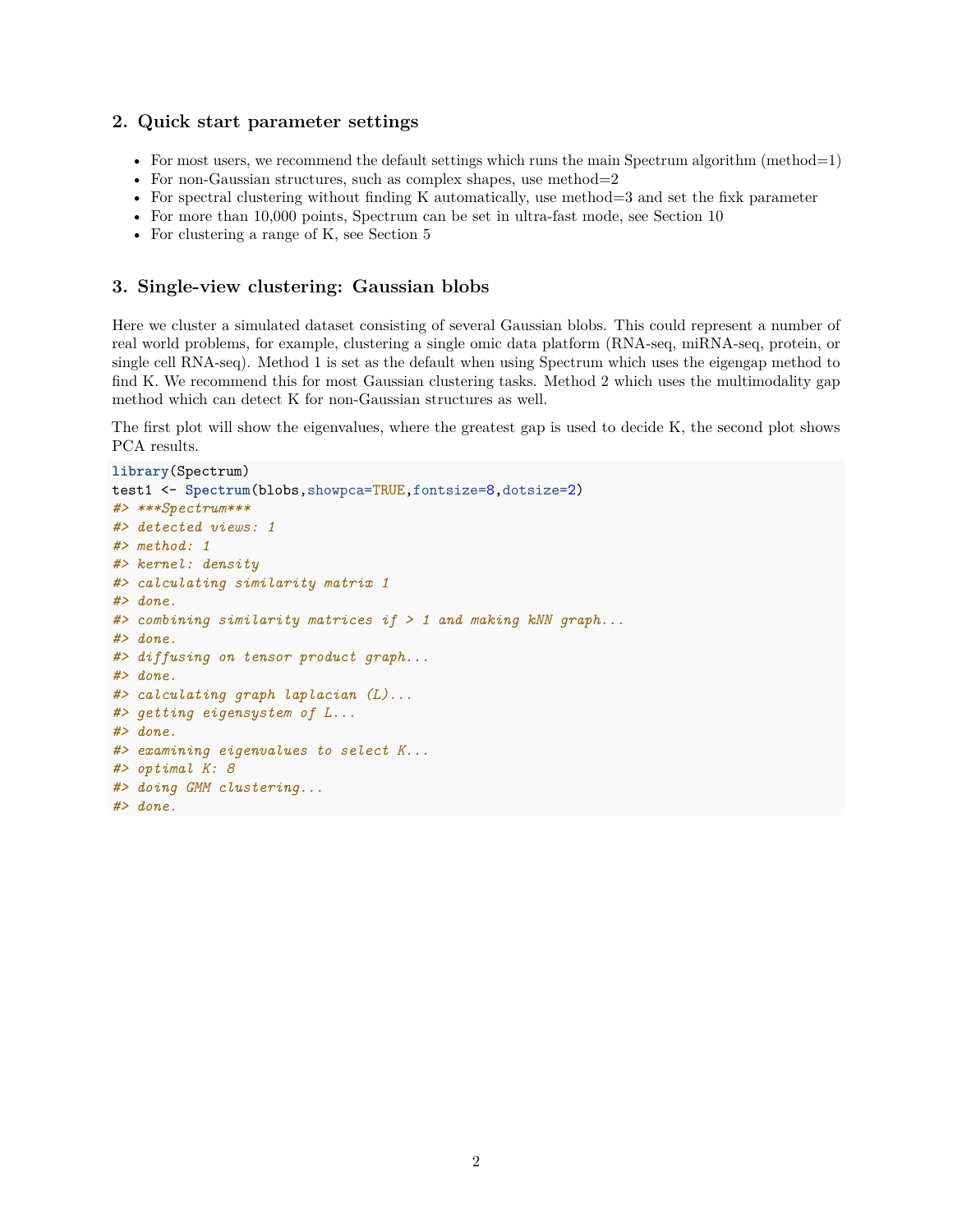## 2. Quick start parameter settings

- For most users, we recommend the default settings which runs the main Spectrum algorithm (method=1)
- For non-Gaussian structures, such as complex shapes, use method=2
- For spectral clustering without finding K automatically, use method=3 and set the fixk parameter
- For more than 10,000 points, Spectrum can be set in ultra-fast mode, see Section 10
- For clustering a range of K, see Section 5

## 3. Single-view clustering: Gaussian blobs

Here we cluster a simulated dataset consisting of several Gaussian blobs. This could represent a number of real world problems, for example, clustering a single omic data platform (RNA-seq, miRNA-seq, protein, or single cell RNA-seq). Method 1 is set as the default when using Spectrum which uses the eigengap method to find K. We recommend this for most Gaussian clustering tasks. Method 2 which uses the multimodality gap method which can detect K for non-Gaussian structures as well.

The first plot will show the eigenvalues, where the greatest gap is used to decide K, the second plot shows PCA results.

```
library(Spectrum)
test1 <- Spectrum(blobs,showpca=TRUE,fontsize=8,dotsize=2)
#> ***Spectrum***
#> detected views: 1
#> method: 1
#> kernel: density
#> calculating similarity matrix 1
#> done.
#> combining similarity matrices if > 1 and making kNN graph...
#> done.
#> diffusing on tensor product graph...
#> done.
#> calculating graph laplacian (L)...
#> getting eigensystem of L...
#> done.
#> examining eigenvalues to select K...
#> optimal K: 8
#> doing GMM clustering...
#> done.
```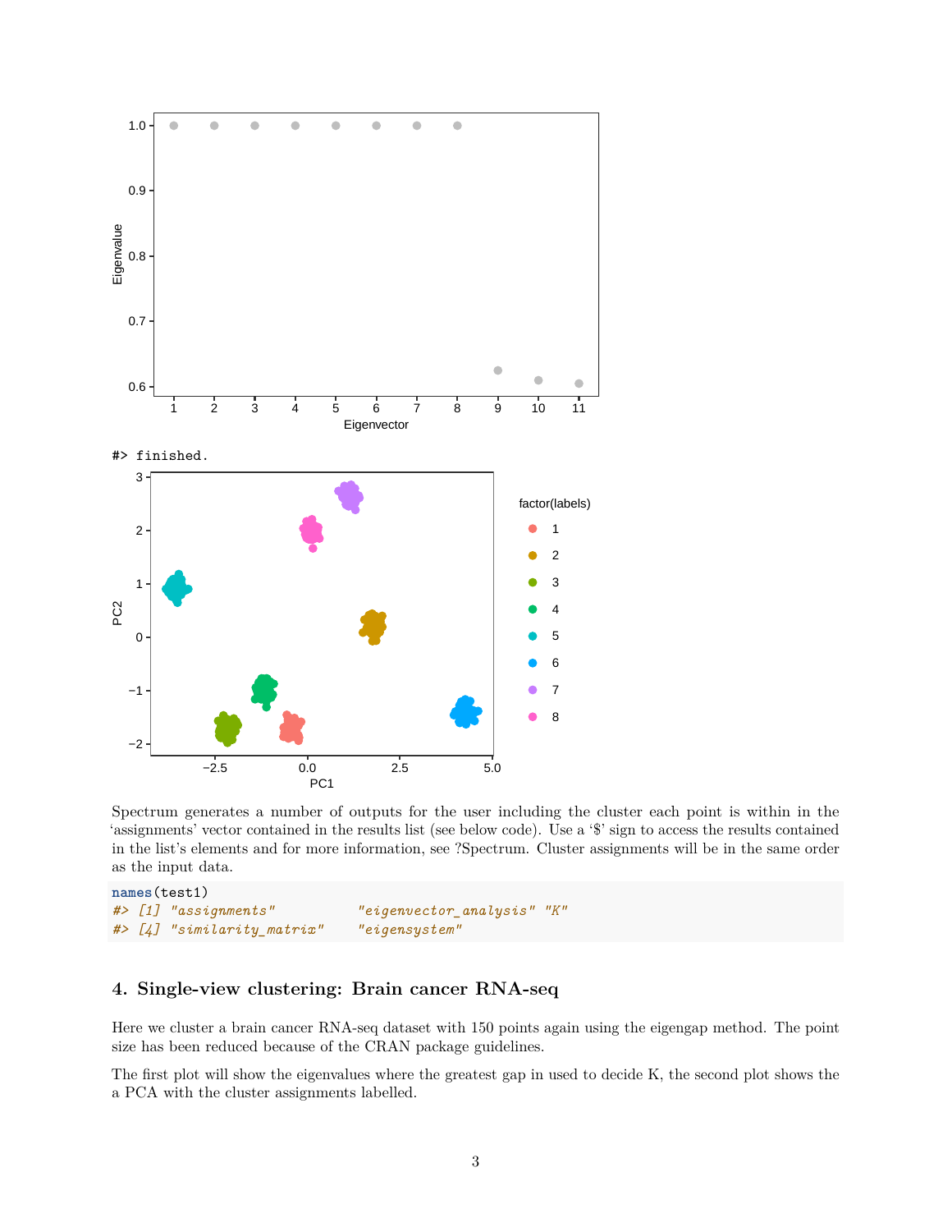```
#> finished.
```

Spectrum generates a number of outputs for the user including the cluster each point is within in the 'assignments' vector contained in the results list (see below code). Use a '$' sign to access the results contained in the list's elements and for more information, see ?Spectrum. Cluster assignments will be in the same order as the input data.

```
names(test1)
#> [1] "assignments"          "eigenvector_analysis" "K"
#> [4] "similarity_matrix"    "eigensystem"
```

## 4. Single-view clustering: Brain cancer RNA-seq

Here we cluster a brain cancer RNA-seq dataset with 150 points again using the eigengap method. The point size has been reduced because of the CRAN package guidelines.

The first plot will show the eigenvalues where the greatest gap in used to decide K, the second plot shows the a PCA with the cluster assignments labelled.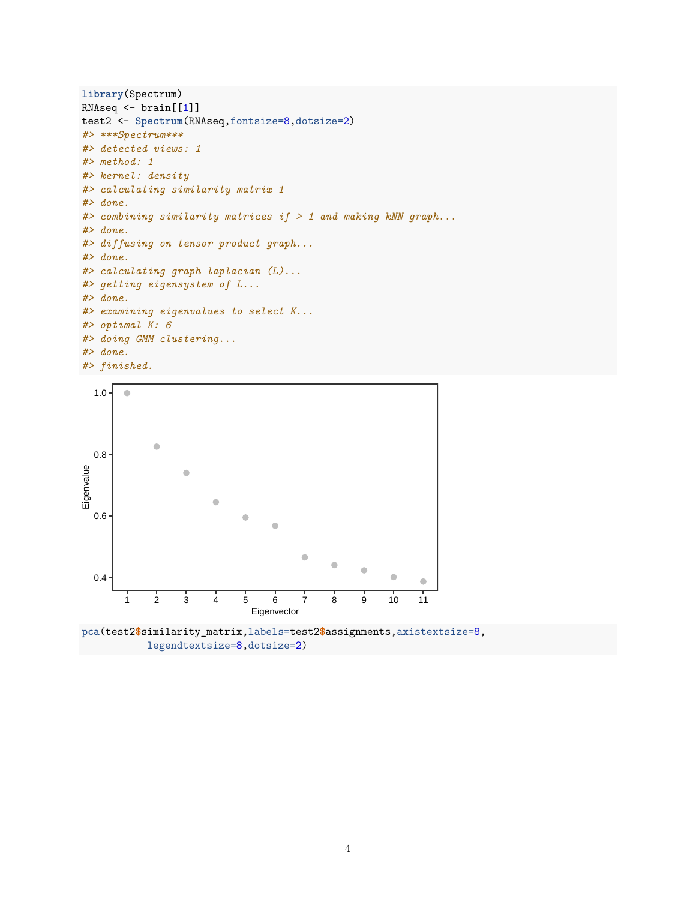```r
library(Spectrum)
RNAseq <- brain[[1]]
test2 <- Spectrum(RNAseq,fontsize=8,dotsize=2)
#> ***Spectrum***
#> detected views: 1
#> method: 1
#> kernel: density
#> calculating similarity matrix 1
#> done.
#> combining similarity matrices if > 1 and making kNN graph...
#> done.
#> diffusing on tensor product graph...
#> done.
#> calculating graph laplacian (L)...
#> getting eigensystem of L...
#> done.
#> examining eigenvalues to select K...
#> optimal K: 6
#> doing GMM clustering...
#> done.
#> finished.
```

```r
pca(test2$similarity_matrix,labels=test2$assignments,axistextsize=8,
           legendtextsize=8,dotsize=2)
```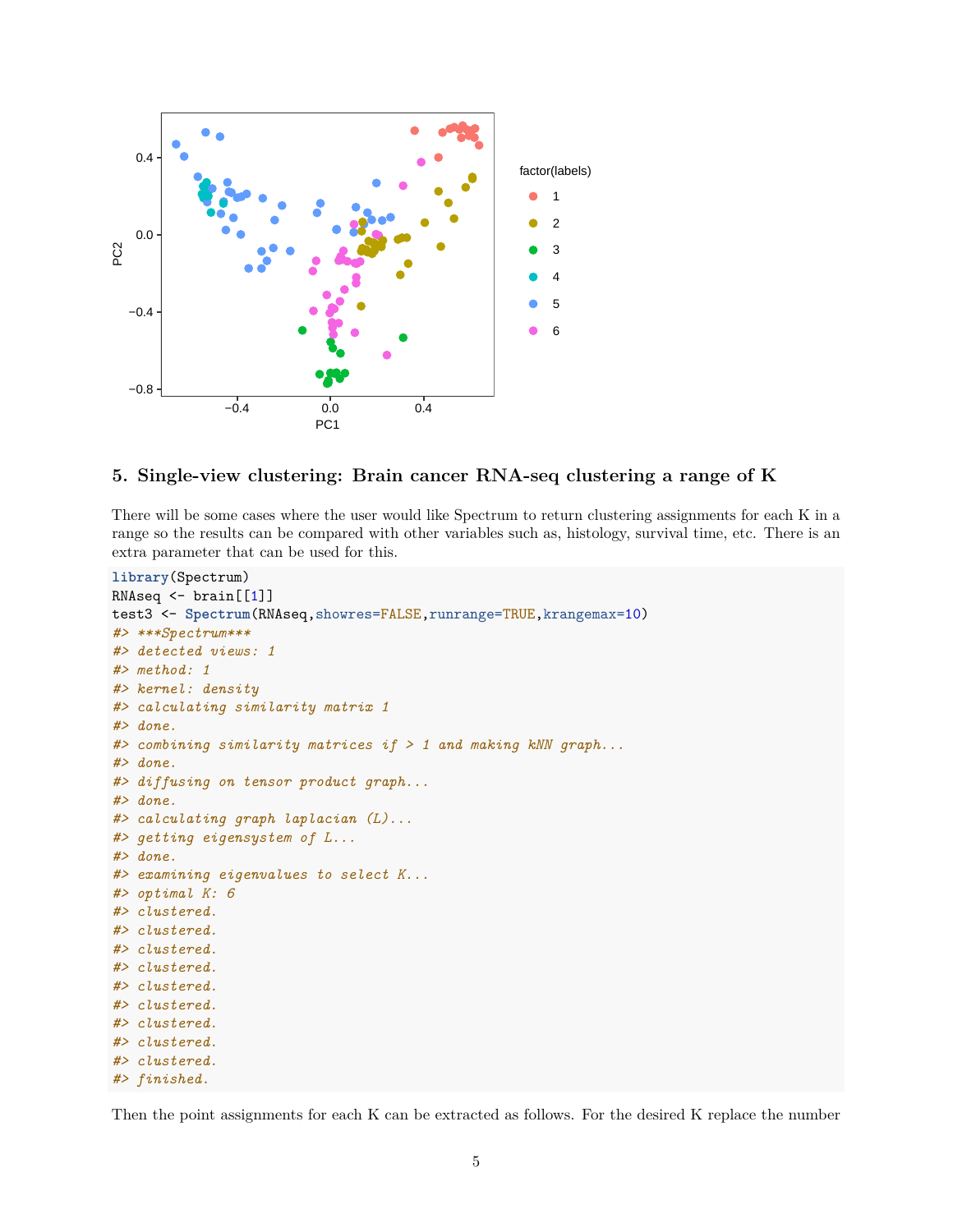## 5. Single-view clustering: Brain cancer RNA-seq clustering a range of K

There will be some cases where the user would like Spectrum to return clustering assignments for each K in a range so the results can be compared with other variables such as, histology, survival time, etc. There is an extra parameter that can be used for this.

```
library(Spectrum)
RNAseq <- brain[[1]]
test3 <- Spectrum(RNAseq,showres=FALSE,runrange=TRUE,krangemax=10)
#> ***Spectrum***
#> detected views: 1
#> method: 1
#> kernel: density
#> calculating similarity matrix 1
#> done.
#> combining similarity matrices if > 1 and making kNN graph...
#> done.
#> diffusing on tensor product graph...
#> done.
#> calculating graph laplacian (L)...
#> getting eigensystem of L...
#> done.
#> examining eigenvalues to select K...
#> optimal K: 6
#> clustered.
#> clustered.
#> clustered.
#> clustered.
#> clustered.
#> clustered.
#> clustered.
#> clustered.
#> clustered.
#> finished.
```

Then the point assignments for each K can be extracted as follows. For the desired K replace the number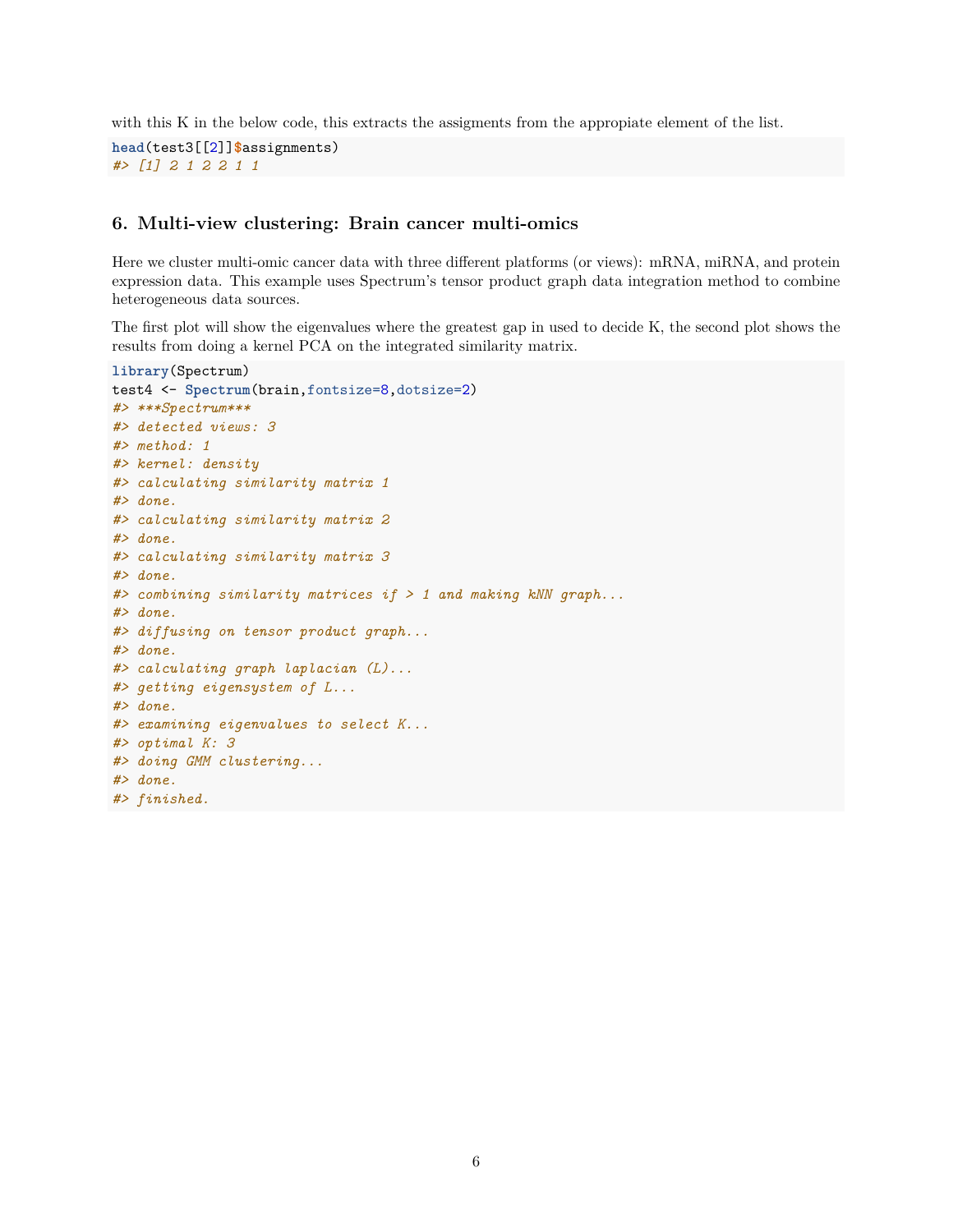with this K in the below code, this extracts the assigments from the appropiate element of the list.

```
head(test3[[2]]$assignments)
#> [1] 2 1 2 2 1 1
```

## 6. Multi-view clustering: Brain cancer multi-omics

Here we cluster multi-omic cancer data with three different platforms (or views): mRNA, miRNA, and protein expression data. This example uses Spectrum's tensor product graph data integration method to combine heterogeneous data sources.

The first plot will show the eigenvalues where the greatest gap in used to decide K, the second plot shows the results from doing a kernel PCA on the integrated similarity matrix.

```
library(Spectrum)
test4 <- Spectrum(brain,fontsize=8,dotsize=2)
#> ***Spectrum***
#> detected views: 3
#> method: 1
#> kernel: density
#> calculating similarity matrix 1
#> done.
#> calculating similarity matrix 2
#> done.
#> calculating similarity matrix 3
#> done.
#> combining similarity matrices if > 1 and making kNN graph...
#> done.
#> diffusing on tensor product graph...
#> done.
#> calculating graph laplacian (L)...
#> getting eigensystem of L...
#> done.
#> examining eigenvalues to select K...
#> optimal K: 3
#> doing GMM clustering...
#> done.
#> finished.
```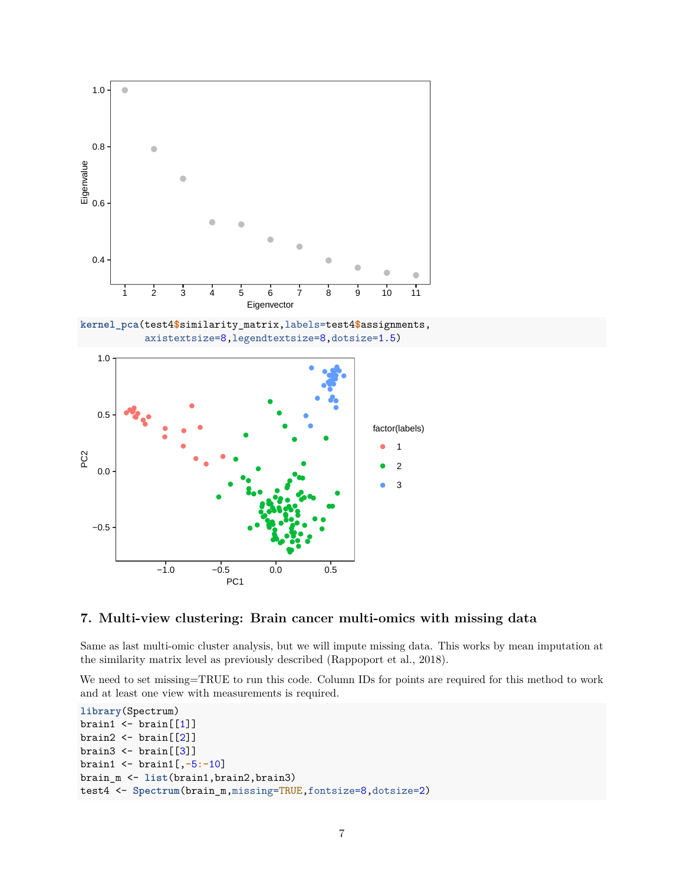```
kernel_pca(test4$similarity_matrix,labels=test4$assignments,
           axistextsize=8,legendtextsize=8,dotsize=1.5)
```

## 7. Multi-view clustering: Brain cancer multi-omics with missing data

Same as last multi-omic cluster analysis, but we will impute missing data. This works by mean imputation at the similarity matrix level as previously described (Rappoport et al., 2018).

We need to set missing=TRUE to run this code. Column IDs for points are required for this method to work and at least one view with measurements is required.

```
library(Spectrum)
brain1 <- brain[[1]]
brain2 <- brain[[2]]
brain3 <- brain[[3]]
brain1 <- brain1[,-5:-10]
brain_m <- list(brain1,brain2,brain3)
test4 <- Spectrum(brain_m,missing=TRUE,fontsize=8,dotsize=2)
```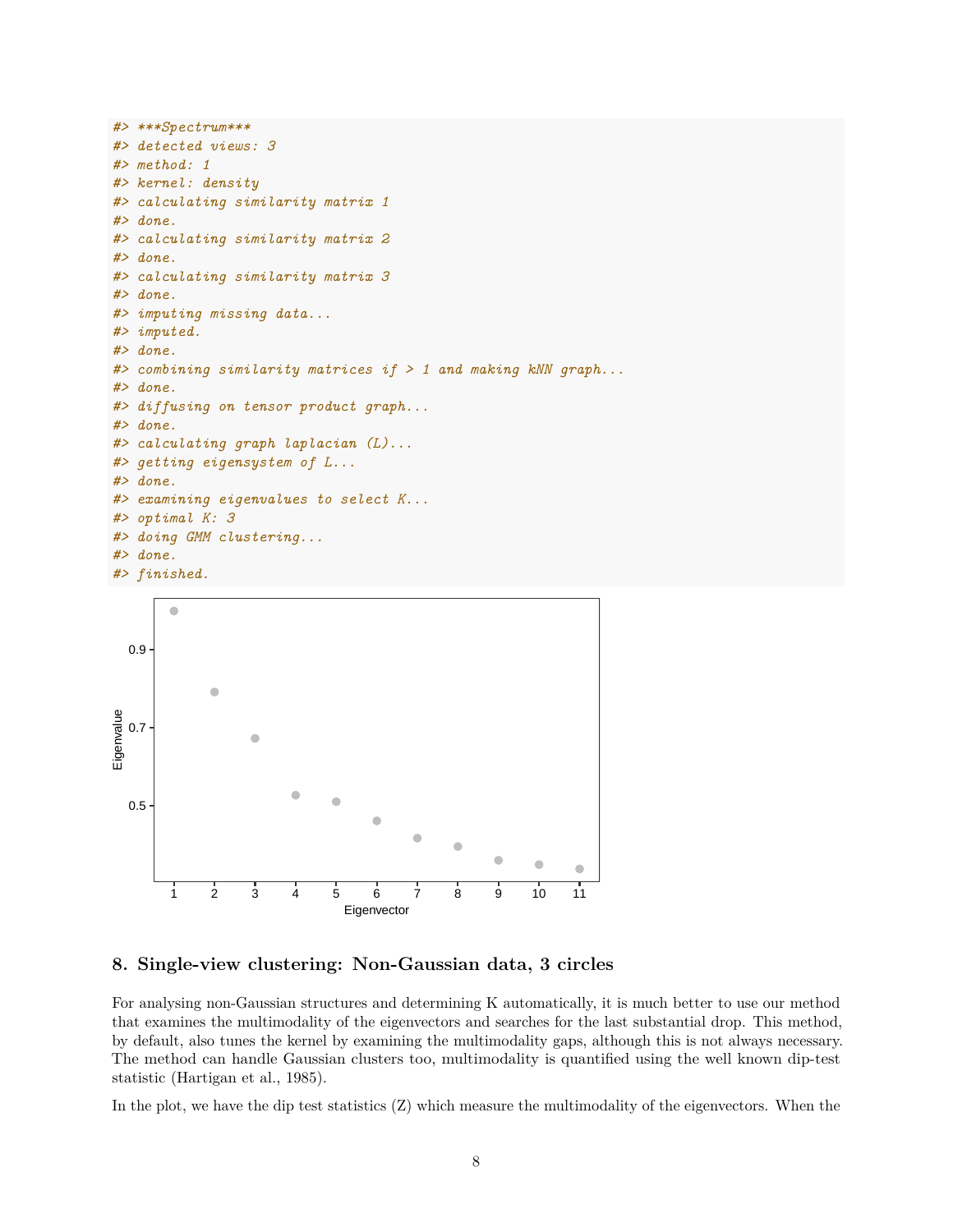```
#> ***Spectrum***
#> detected views: 3
#> method: 1
#> kernel: density
#> calculating similarity matrix 1
#> done.
#> calculating similarity matrix 2
#> done.
#> calculating similarity matrix 3
#> done.
#> imputing missing data...
#> imputed.
#> done.
#> combining similarity matrices if > 1 and making kNN graph...
#> done.
#> diffusing on tensor product graph...
#> done.
#> calculating graph laplacian (L)...
#> getting eigensystem of L...
#> done.
#> examining eigenvalues to select K...
#> optimal K: 3
#> doing GMM clustering...
#> done.
#> finished.
```

## 8. Single-view clustering: Non-Gaussian data, 3 circles

For analysing non-Gaussian structures and determining K automatically, it is much better to use our method that examines the multimodality of the eigenvectors and searches for the last substantial drop. This method, by default, also tunes the kernel by examining the multimodality gaps, although this is not always necessary. The method can handle Gaussian clusters too, multimodality is quantified using the well known dip-test statistic (Hartigan et al., 1985).

In the plot, we have the dip test statistics (Z) which measure the multimodality of the eigenvectors. When the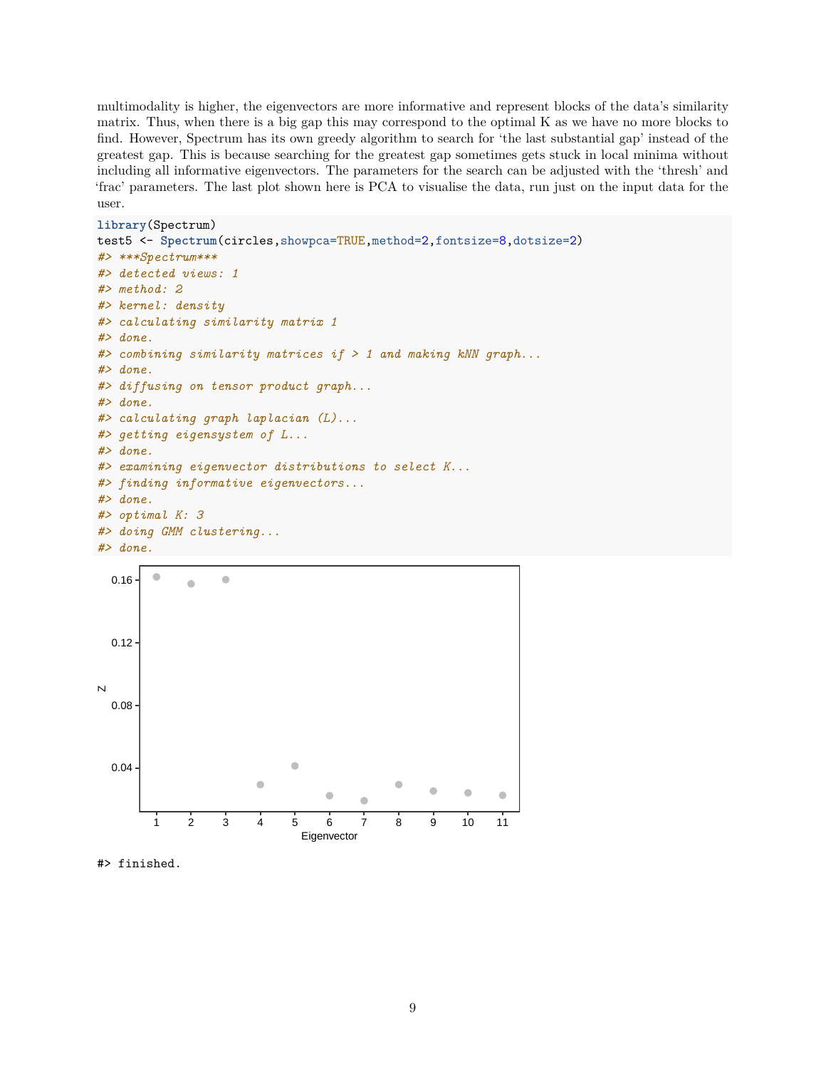multimodality is higher, the eigenvectors are more informative and represent blocks of the data's similarity matrix. Thus, when there is a big gap this may correspond to the optimal K as we have no more blocks to find. However, Spectrum has its own greedy algorithm to search for 'the last substantial gap' instead of the greatest gap. This is because searching for the greatest gap sometimes gets stuck in local minima without including all informative eigenvectors. The parameters for the search can be adjusted with the 'thresh' and 'frac' parameters. The last plot shown here is PCA to visualise the data, run just on the input data for the user.

```
library(Spectrum)
test5 <- Spectrum(circles,showpca=TRUE,method=2,fontsize=8,dotsize=2)
#> ***Spectrum***
#> detected views: 1
#> method: 2
#> kernel: density
#> calculating similarity matrix 1
#> done.
#> combining similarity matrices if > 1 and making kNN graph...
#> done.
#> diffusing on tensor product graph...
#> done.
#> calculating graph laplacian (L)...
#> getting eigensystem of L...
#> done.
#> examining eigenvector distributions to select K...
#> finding informative eigenvectors...
#> done.
#> optimal K: 3
#> doing GMM clustering...
#> done.
```

```
#> finished.
```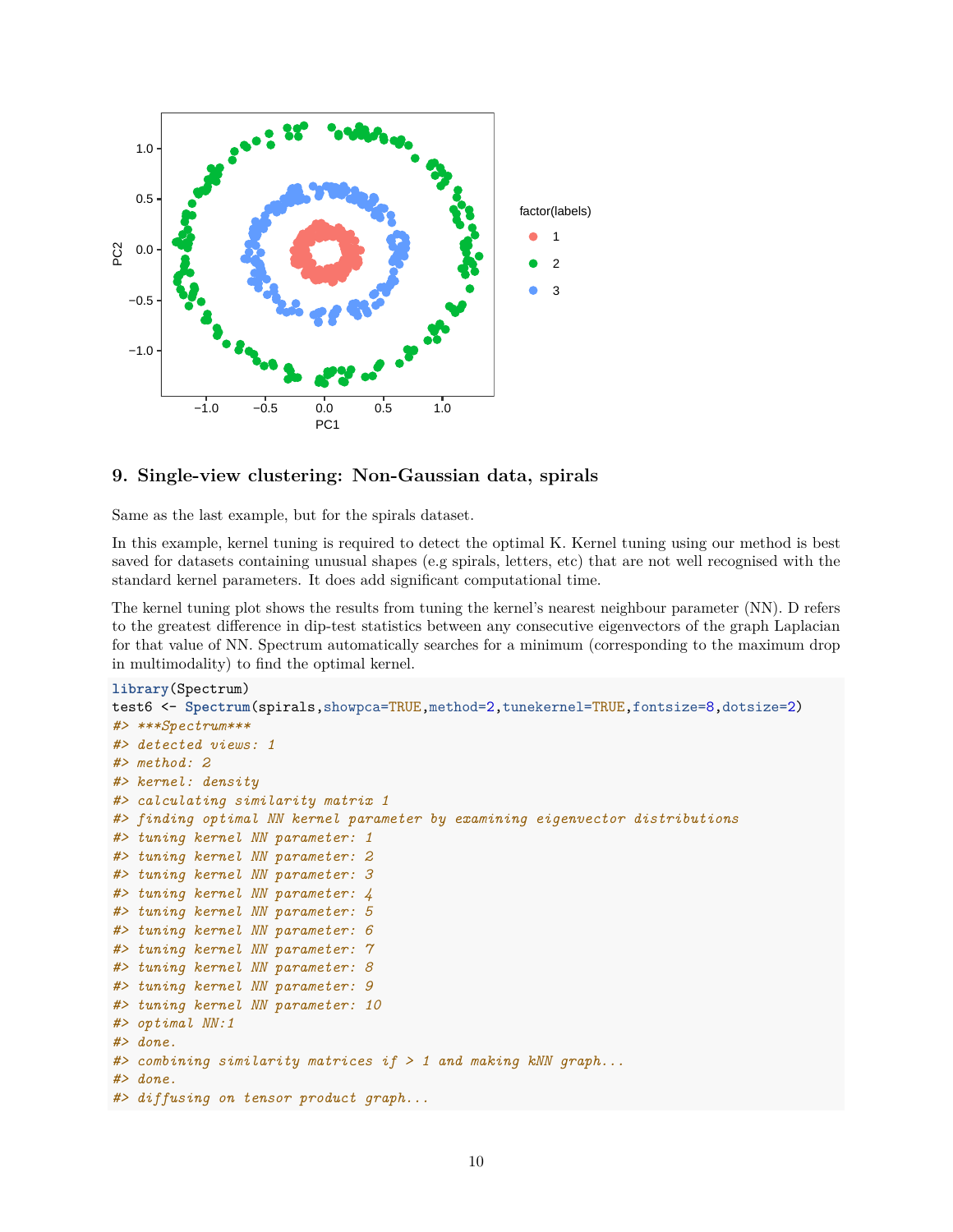## 9. Single-view clustering: Non-Gaussian data, spirals

Same as the last example, but for the spirals dataset.

In this example, kernel tuning is required to detect the optimal K. Kernel tuning using our method is best saved for datasets containing unusual shapes (e.g spirals, letters, etc) that are not well recognised with the standard kernel parameters. It does add significant computational time.

The kernel tuning plot shows the results from tuning the kernel's nearest neighbour parameter (NN). D refers to the greatest difference in dip-test statistics between any consecutive eigenvectors of the graph Laplacian for that value of NN. Spectrum automatically searches for a minimum (corresponding to the maximum drop in multimodality) to find the optimal kernel.

```
library(Spectrum)
test6 <- Spectrum(spirals,showpca=TRUE,method=2,tunekernel=TRUE,fontsize=8,dotsize=2)
#> ***Spectrum***
#> detected views: 1
#> method: 2
#> kernel: density
#> calculating similarity matrix 1
#> finding optimal NN kernel parameter by examining eigenvector distributions
#> tuning kernel NN parameter: 1
#> tuning kernel NN parameter: 2
#> tuning kernel NN parameter: 3
#> tuning kernel NN parameter: 4
#> tuning kernel NN parameter: 5
#> tuning kernel NN parameter: 6
#> tuning kernel NN parameter: 7
#> tuning kernel NN parameter: 8
#> tuning kernel NN parameter: 9
#> tuning kernel NN parameter: 10
#> optimal NN:1
#> done.
#> combining similarity matrices if > 1 and making kNN graph...
#> done.
#> diffusing on tensor product graph...
```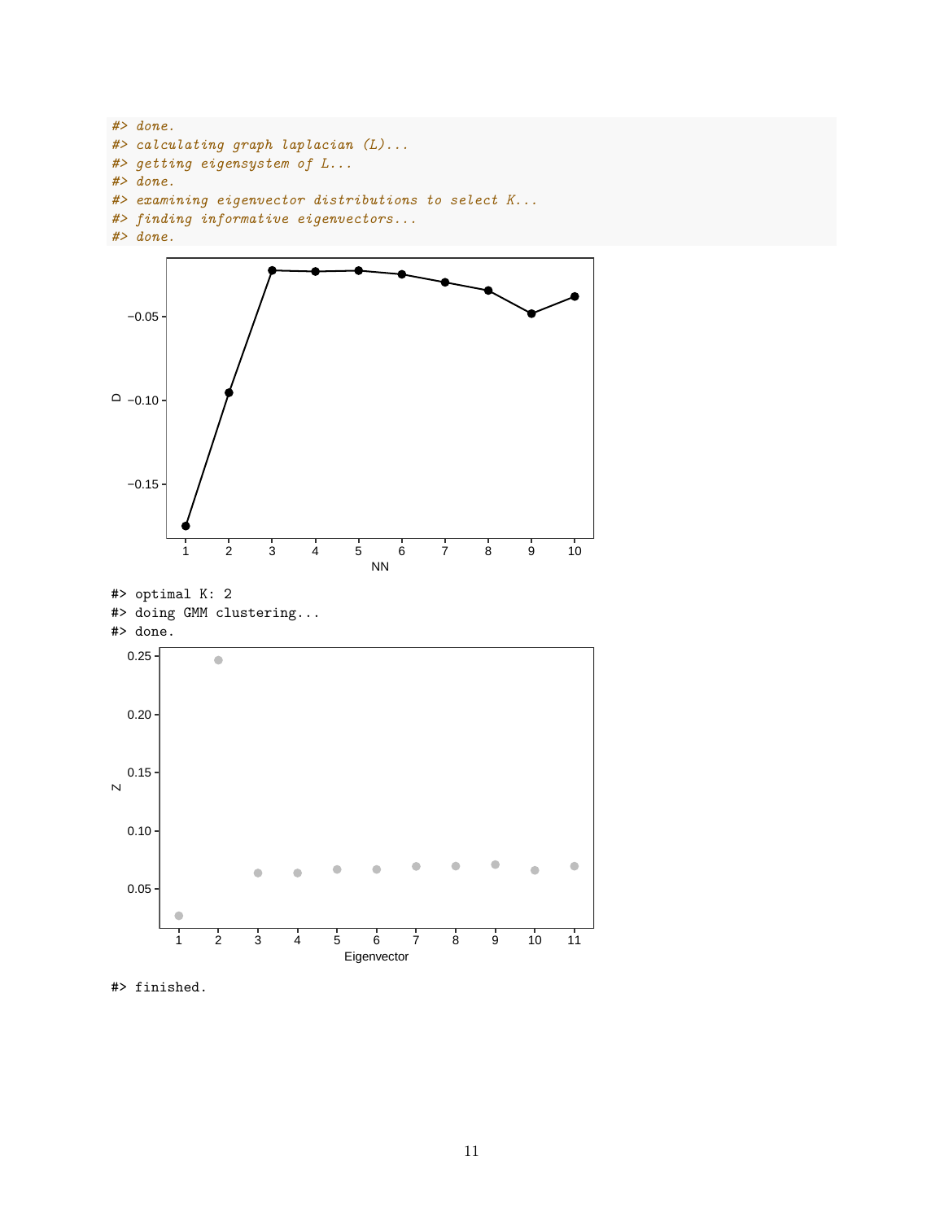```
#> done.
#> calculating graph laplacian (L)...
#> getting eigensystem of L...
#> done.
#> examining eigenvector distributions to select K...
#> finding informative eigenvectors...
#> done.
```

```
#> optimal K: 2
#> doing GMM clustering...
#> done.
```

```
#> finished.
```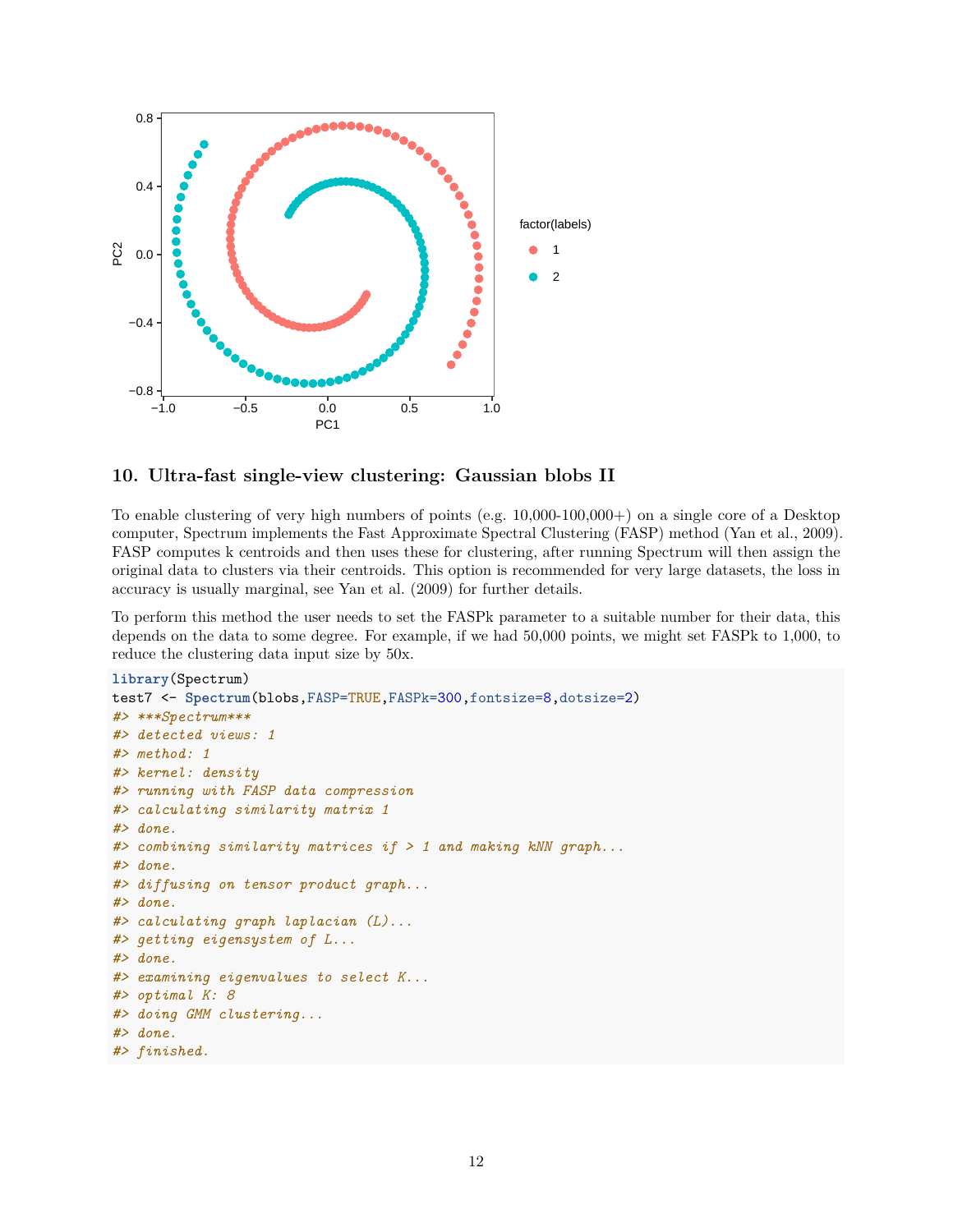## 10. Ultra-fast single-view clustering: Gaussian blobs II

To enable clustering of very high numbers of points (e.g. 10,000-100,000+) on a single core of a Desktop computer, Spectrum implements the Fast Approximate Spectral Clustering (FASP) method (Yan et al., 2009). FASP computes k centroids and then uses these for clustering, after running Spectrum will then assign the original data to clusters via their centroids. This option is recommended for very large datasets, the loss in accuracy is usually marginal, see Yan et al. (2009) for further details.

To perform this method the user needs to set the FASPk parameter to a suitable number for their data, this depends on the data to some degree. For example, if we had 50,000 points, we might set FASPk to 1,000, to reduce the clustering data input size by 50x.

```
library(Spectrum)
test7 <- Spectrum(blobs,FASP=TRUE,FASPk=300,fontsize=8,dotsize=2)
#> ***Spectrum***
#> detected views: 1
#> method: 1
#> kernel: density
#> running with FASP data compression
#> calculating similarity matrix 1
#> done.
#> combining similarity matrices if > 1 and making kNN graph...
#> done.
#> diffusing on tensor product graph...
#> done.
#> calculating graph laplacian (L)...
#> getting eigensystem of L...
#> done.
#> examining eigenvalues to select K...
#> optimal K: 8
#> doing GMM clustering...
#> done.
#> finished.
```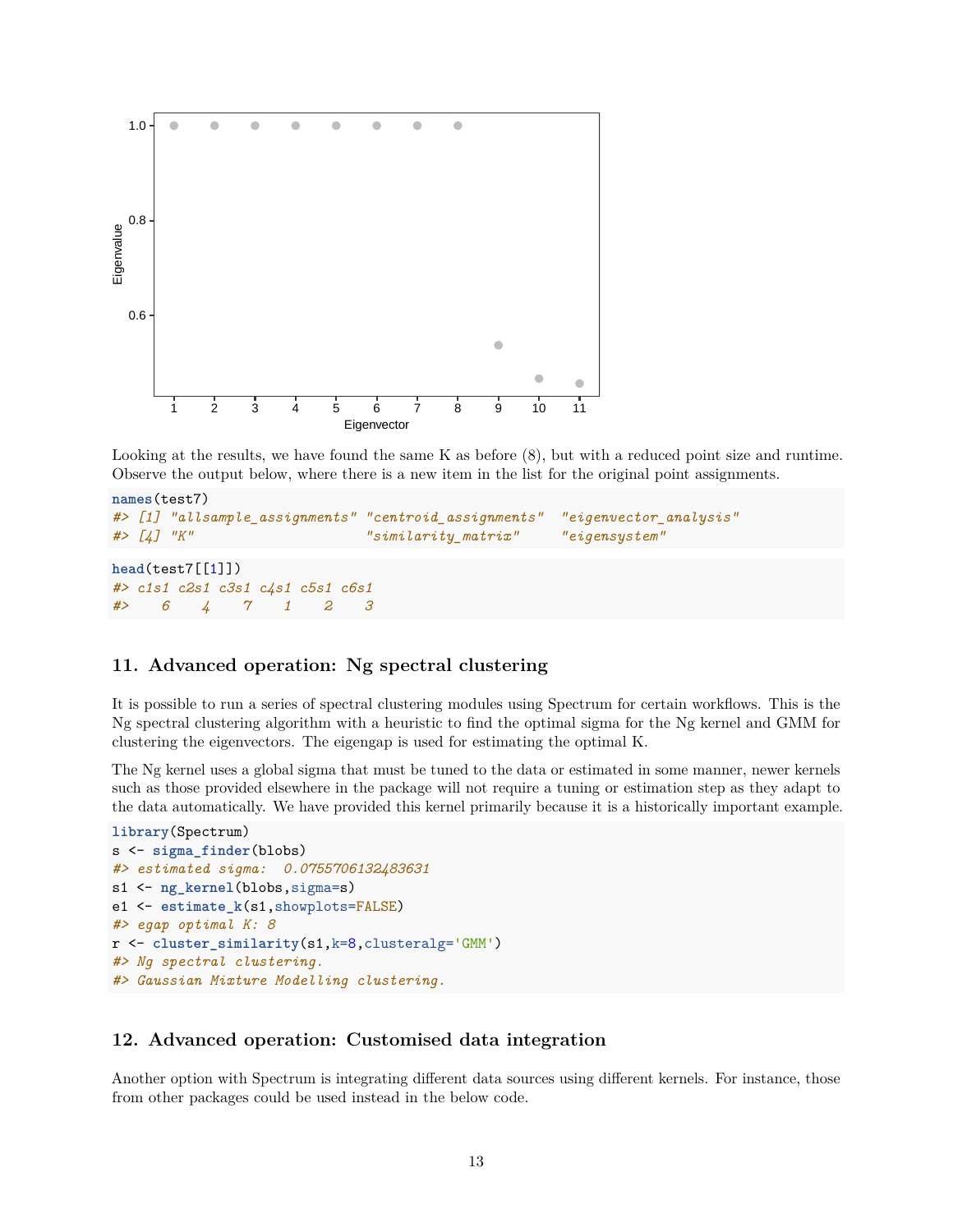Looking at the results, we have found the same K as before (8), but with a reduced point size and runtime. Observe the output below, where there is a new item in the list for the original point assignments.

```
names(test7)
#> [1] "allsample_assignments" "centroid_assignments"  "eigenvector_analysis"
#> [4] "K"                     "similarity_matrix"     "eigensystem"
```

```
head(test7[[1]])
#> c1s1 c2s1 c3s1 c4s1 c5s1 c6s1
#>    6    4    7    1    2    3
```

## 11. Advanced operation: Ng spectral clustering

It is possible to run a series of spectral clustering modules using Spectrum for certain workflows. This is the Ng spectral clustering algorithm with a heuristic to find the optimal sigma for the Ng kernel and GMM for clustering the eigenvectors. The eigengap is used for estimating the optimal K.

The Ng kernel uses a global sigma that must be tuned to the data or estimated in some manner, newer kernels such as those provided elsewhere in the package will not require a tuning or estimation step as they adapt to the data automatically. We have provided this kernel primarily because it is a historically important example.

```
library(Spectrum)
s <- sigma_finder(blobs)
#> estimated sigma:  0.0755706132483631
s1 <- ng_kernel(blobs,sigma=s)
e1 <- estimate_k(s1,showplots=FALSE)
#> egap optimal K: 8
r <- cluster_similarity(s1,k=8,clusteralg='GMM')
#> Ng spectral clustering.
#> Gaussian Mixture Modelling clustering.
```

## 12. Advanced operation: Customised data integration

Another option with Spectrum is integrating different data sources using different kernels. For instance, those from other packages could be used instead in the below code.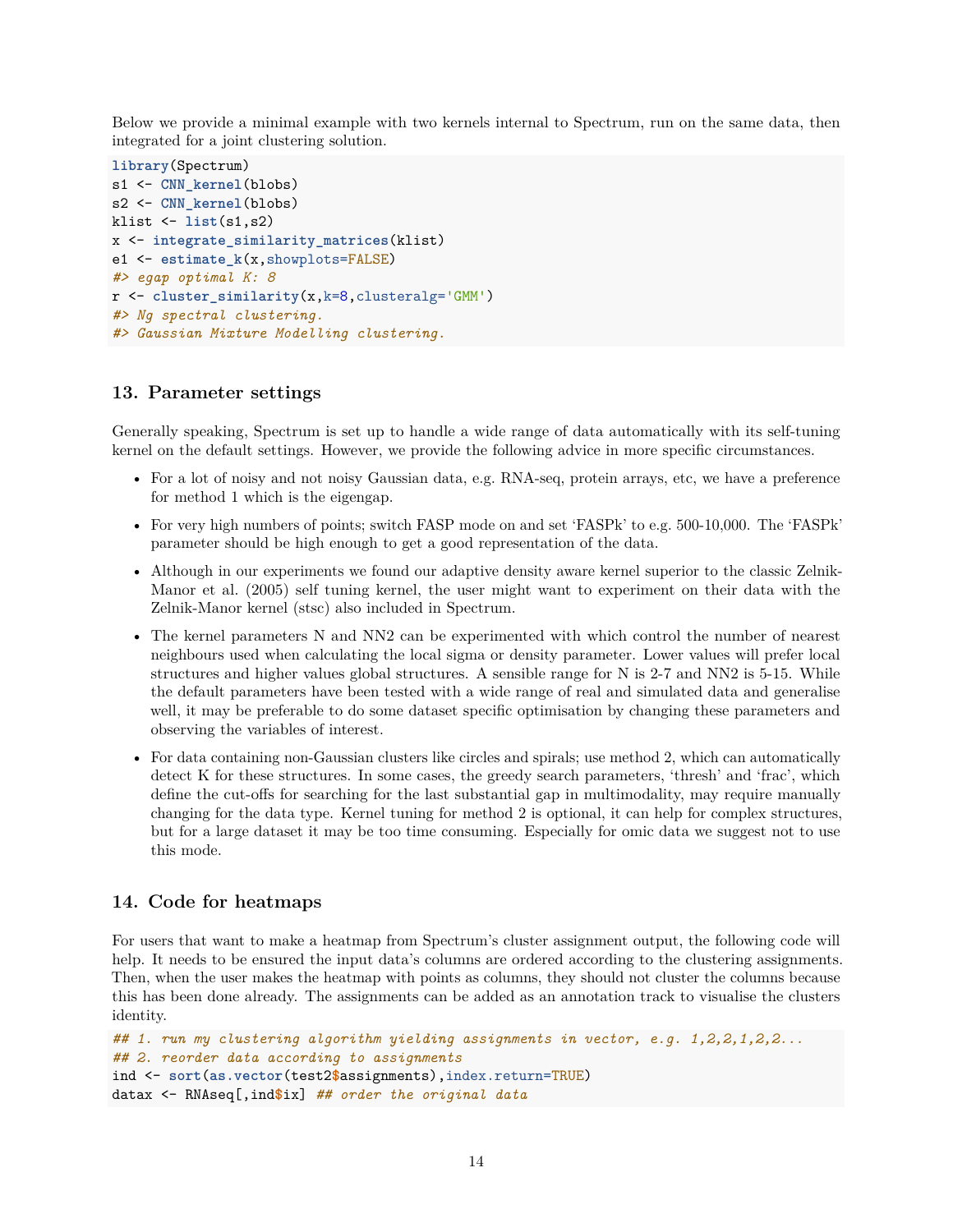Below we provide a minimal example with two kernels internal to Spectrum, run on the same data, then integrated for a joint clustering solution.

```
library(Spectrum)
s1 <- CNN_kernel(blobs)
s2 <- CNN_kernel(blobs)
klist <- list(s1,s2)
x <- integrate_similarity_matrices(klist)
e1 <- estimate_k(x,showplots=FALSE)
#> egap optimal K: 8
r <- cluster_similarity(x,k=8,clusteralg='GMM')
#> Ng spectral clustering.
#> Gaussian Mixture Modelling clustering.
```

## 13. Parameter settings

Generally speaking, Spectrum is set up to handle a wide range of data automatically with its self-tuning kernel on the default settings. However, we provide the following advice in more specific circumstances.

- For a lot of noisy and not noisy Gaussian data, e.g. RNA-seq, protein arrays, etc, we have a preference for method 1 which is the eigengap.
- For very high numbers of points; switch FASP mode on and set 'FASPk' to e.g. 500-10,000. The 'FASPk' parameter should be high enough to get a good representation of the data.
- Although in our experiments we found our adaptive density aware kernel superior to the classic Zelnik-Manor et al. (2005) self tuning kernel, the user might want to experiment on their data with the Zelnik-Manor kernel (stsc) also included in Spectrum.
- The kernel parameters N and NN2 can be experimented with which control the number of nearest neighbours used when calculating the local sigma or density parameter. Lower values will prefer local structures and higher values global structures. A sensible range for N is 2-7 and NN2 is 5-15. While the default parameters have been tested with a wide range of real and simulated data and generalise well, it may be preferable to do some dataset specific optimisation by changing these parameters and observing the variables of interest.
- For data containing non-Gaussian clusters like circles and spirals; use method 2, which can automatically detect K for these structures. In some cases, the greedy search parameters, 'thresh' and 'frac', which define the cut-offs for searching for the last substantial gap in multimodality, may require manually changing for the data type. Kernel tuning for method 2 is optional, it can help for complex structures, but for a large dataset it may be too time consuming. Especially for omic data we suggest not to use this mode.

## 14. Code for heatmaps

For users that want to make a heatmap from Spectrum's cluster assignment output, the following code will help. It needs to be ensured the input data's columns are ordered according to the clustering assignments. Then, when the user makes the heatmap with points as columns, they should not cluster the columns because this has been done already. The assignments can be added as an annotation track to visualise the clusters identity.

```
## 1. run my clustering algorithm yielding assignments in vector, e.g. 1,2,2,1,2,2...
## 2. reorder data according to assignments
ind <- sort(as.vector(test2$assignments),index.return=TRUE)
datax <- RNAseq[,ind$ix] ## order the original data
```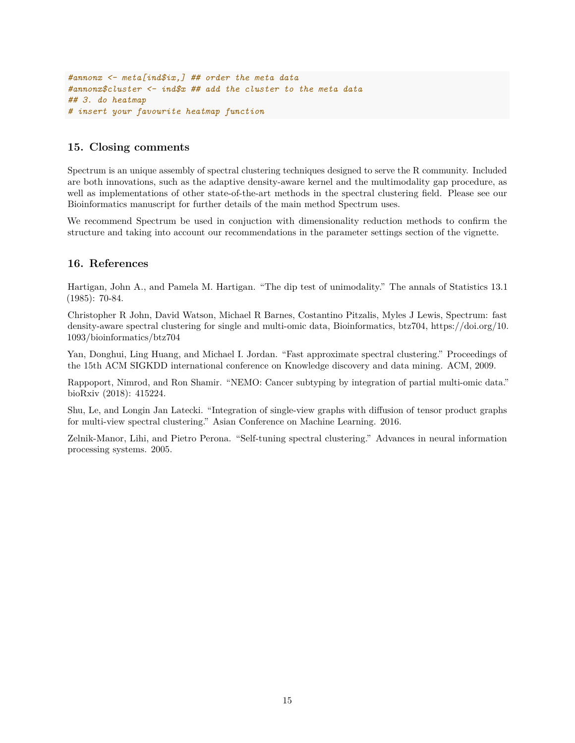```
#annonx <- meta[ind$ix,] ## order the meta data
#annonx$cluster <- ind$x ## add the cluster to the meta data
## 3. do heatmap
# insert your favourite heatmap function
```

### 15. Closing comments

Spectrum is an unique assembly of spectral clustering techniques designed to serve the R community. Included are both innovations, such as the adaptive density-aware kernel and the multimodality gap procedure, as well as implementations of other state-of-the-art methods in the spectral clustering field. Please see our Bioinformatics manuscript for further details of the main method Spectrum uses.

We recommend Spectrum be used in conjuction with dimensionality reduction methods to confirm the structure and taking into account our recommendations in the parameter settings section of the vignette.

### 16. References

Hartigan, John A., and Pamela M. Hartigan. "The dip test of unimodality." The annals of Statistics 13.1 (1985): 70-84.

Christopher R John, David Watson, Michael R Barnes, Costantino Pitzalis, Myles J Lewis, Spectrum: fast density-aware spectral clustering for single and multi-omic data, Bioinformatics, btz704, https://doi.org/10.1093/bioinformatics/btz704

Yan, Donghui, Ling Huang, and Michael I. Jordan. "Fast approximate spectral clustering." Proceedings of the 15th ACM SIGKDD international conference on Knowledge discovery and data mining. ACM, 2009.

Rappoport, Nimrod, and Ron Shamir. "NEMO: Cancer subtyping by integration of partial multi-omic data." bioRxiv (2018): 415224.

Shu, Le, and Longin Jan Latecki. "Integration of single-view graphs with diffusion of tensor product graphs for multi-view spectral clustering." Asian Conference on Machine Learning. 2016.

Zelnik-Manor, Lihi, and Pietro Perona. "Self-tuning spectral clustering." Advances in neural information processing systems. 2005.